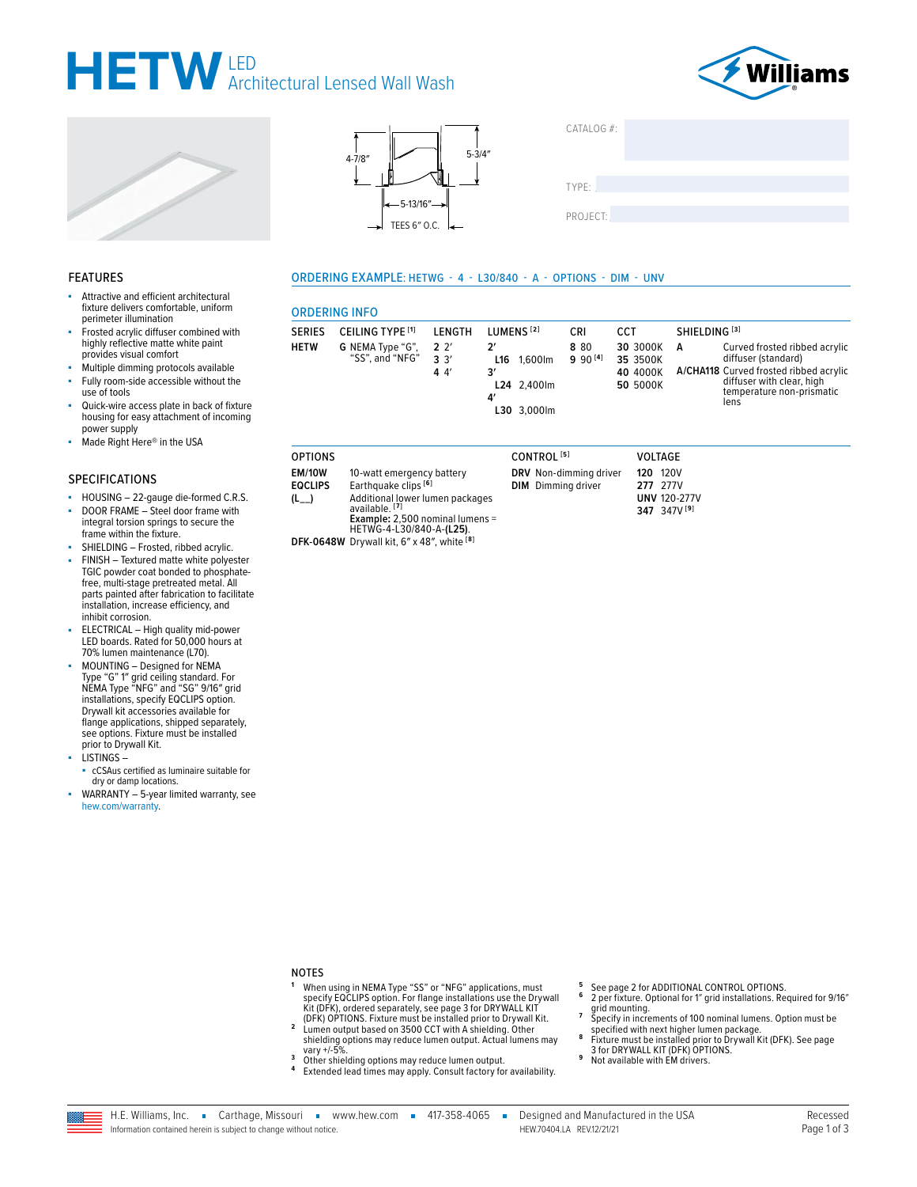# HETW LED Architectural Lensed Wall Wash

Williams

4-7/8″
5-3/4″
5-13/16″
TEES 6″ O.C.

CATALOG #:

TYPE:

PROJECT:

## FEATURES

- Attractive and efficient architectural fixture delivers comfortable, uniform perimeter illumination
- Frosted acrylic diffuser combined with highly reflective matte white paint provides visual comfort
- Multiple dimming protocols available
- Fully room-side accessible without the use of tools
- Quick-wire access plate in back of fixture housing for easy attachment of incoming power supply
- Made Right Here® in the USA

## SPECIFICATIONS

- HOUSING – 22-gauge die-formed C.R.S.
- DOOR FRAME – Steel door frame with integral torsion springs to secure the frame within the fixture.
- SHIELDING – Frosted, ribbed acrylic.
- FINISH – Textured matte white polyester TGIC powder coat bonded to phosphate-free, multi-stage pretreated metal. All parts painted after fabrication to facilitate installation, increase efficiency, and inhibit corrosion.
- ELECTRICAL – High quality mid-power LED boards. Rated for 50,000 hours at 70% lumen maintenance (L70).
- MOUNTING – Designed for NEMA Type "G" 1" grid ceiling standard. For NEMA Type "NFG" and "SG" 9/16" grid installations, specify EQCLIPS option. Drywall kit accessories available for flange applications, shipped separately, see options. Fixture must be installed prior to Drywall Kit.
- LISTINGS –
  - cCSAus certified as luminaire suitable for dry or damp locations.
- WARRANTY – 5-year limited warranty, see hew.com/warranty.

## ORDERING EXAMPLE: HETWG - 4 - L30/840 - A - OPTIONS - DIM - UNV

## ORDERING INFO

| SERIES | CEILING TYPE [1] | LENGTH | LUMENS [2] | CRI | CCT | SHIELDING [3] |
|---|---|---|---|---|---|---|
| **HETW** | **G** NEMA Type "G", "SS", and "NFG" | **2** 2′<br>**3** 3′<br>**4** 4′ | **2′**<br>**L16** 1,600lm<br>**3′**<br>**L24** 2,400lm<br>**4′**<br>**L30** 3,000lm | **8** 80<br>**9** 90 [4] | **30** 3000K<br>**35** 3500K<br>**40** 4000K<br>**50** 5000K | **A** Curved frosted ribbed acrylic diffuser (standard)<br>**A/CHA118** Curved frosted ribbed acrylic diffuser with clear, high temperature non-prismatic lens |

| OPTIONS | | CONTROL [5] | VOLTAGE |
|---|---|---|---|
| **EM/10W** | 10-watt emergency battery | **DRV** Non-dimming driver | **120** 120V |
| **EQCLIPS** | Earthquake clips [6] | **DIM** Dimming driver | **277** 277V |
| **(L__)** | Additional lower lumen packages available. [7] **Example:** 2,500 nominal lumens = HETWG-4-L30/840-A-**(L25)**. | | **UNV** 120-277V |
| **DFK-0648W** | Drywall kit, 6″ x 48″, white [8] | | **347** 347V [9] |

## NOTES

1. When using in NEMA Type "SS" or "NFG" applications, must specify EQCLIPS option. For flange installations use the Drywall Kit (DFK), ordered separately, see page 3 for DRYWALL KIT (DFK) OPTIONS. Fixture must be installed prior to Drywall Kit.
2. Lumen output based on 3500 CCT with A shielding. Other shielding options may reduce lumen output. Actual lumens may vary +/-5%.
3. Other shielding options may reduce lumen output.
4. Extended lead times may apply. Consult factory for availability.
5. See page 2 for ADDITIONAL CONTROL OPTIONS.
6. 2 per fixture. Optional for 1" grid installations. Required for 9/16" grid mounting.
7. Specify in increments of 100 nominal lumens. Option must be specified with next higher lumen package.
8. Fixture must be installed prior to Drywall Kit (DFK). See page 3 for DRYWALL KIT (DFK) OPTIONS.
9. Not available with EM drivers.

H.E. Williams, Inc. ▪ Carthage, Missouri ▪ www.hew.com ▪ 417-358-4065 ▪ Designed and Manufactured in the USA
Information contained herein is subject to change without notice. HEW.70404.LA REV.12/21/21 Recessed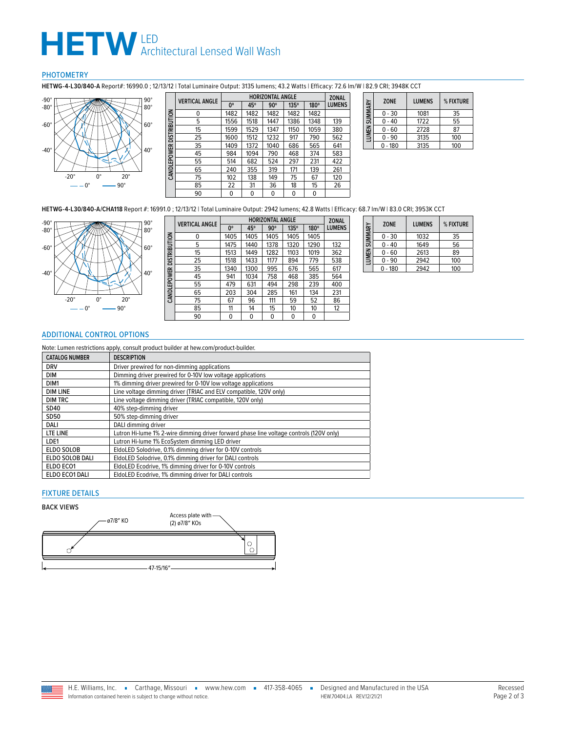# HETW LED Architectural Lensed Wall Wash

## PHOTOMETRY

**HETWG-4-L30/840-A** Report#: 16990.0 ; 12/13/12 | Total Luminaire Output: 3135 lumens; 43.2 Watts | Efficacy: 72.6 lm/W | 82.9 CRI; 3948K CCT

**CANDLEPOWER DISTRIBUTION**

| VERTICAL ANGLE | HORIZONTAL ANGLE 0° | 45° | 90° | 135° | 180° | ZONAL LUMENS |
|---|---|---|---|---|---|---|
| 0 | 1482 | 1482 | 1482 | 1482 | 1482 | |
| 5 | 1556 | 1518 | 1447 | 1386 | 1348 | 139 |
| 15 | 1599 | 1529 | 1347 | 1150 | 1059 | 380 |
| 25 | 1600 | 1512 | 1232 | 917 | 790 | 562 |
| 35 | 1409 | 1372 | 1040 | 686 | 565 | 641 |
| 45 | 984 | 1094 | 790 | 468 | 374 | 583 |
| 55 | 514 | 682 | 524 | 297 | 231 | 422 |
| 65 | 240 | 355 | 319 | 171 | 139 | 261 |
| 75 | 102 | 138 | 149 | 75 | 67 | 120 |
| 85 | 22 | 31 | 36 | 18 | 15 | 26 |
| 90 | 0 | 0 | 0 | 0 | 0 | |

**LUMEN SUMMARY**

| ZONE | LUMENS | % FIXTURE |
|---|---|---|
| 0 - 30 | 1081 | 35 |
| 0 - 40 | 1722 | 55 |
| 0 - 60 | 2728 | 87 |
| 0 - 90 | 3135 | 100 |
| 0 - 180 | 3135 | 100 |

**HETWG-4-L30/840-A/CHA118** Report #: 16991.0 ; 12/13/12 | Total Luminaire Output: 2942 lumens; 42.8 Watts | Efficacy: 68.7 lm/W | 83.0 CRI; 3953K CCT

**CANDLEPOWER DISTRIBUTION**

| VERTICAL ANGLE | HORIZONTAL ANGLE 0° | 45° | 90° | 135° | 180° | ZONAL LUMENS |
|---|---|---|---|---|---|---|
| 0 | 1405 | 1405 | 1405 | 1405 | 1405 | |
| 5 | 1475 | 1440 | 1378 | 1320 | 1290 | 132 |
| 15 | 1513 | 1449 | 1282 | 1103 | 1019 | 362 |
| 25 | 1518 | 1433 | 1177 | 894 | 779 | 538 |
| 35 | 1340 | 1300 | 995 | 676 | 565 | 617 |
| 45 | 941 | 1034 | 758 | 468 | 385 | 564 |
| 55 | 479 | 631 | 494 | 298 | 239 | 400 |
| 65 | 203 | 304 | 285 | 161 | 134 | 231 |
| 75 | 67 | 96 | 111 | 59 | 52 | 86 |
| 85 | 11 | 14 | 15 | 10 | 10 | 12 |
| 90 | 0 | 0 | 0 | 0 | 0 | |

**LUMEN SUMMARY**

| ZONE | LUMENS | % FIXTURE |
|---|---|---|
| 0 - 30 | 1032 | 35 |
| 0 - 40 | 1649 | 56 |
| 0 - 60 | 2613 | 89 |
| 0 - 90 | 2942 | 100 |
| 0 - 180 | 2942 | 100 |

## ADDITIONAL CONTROL OPTIONS

Note: Lumen restrictions apply, consult product builder at hew.com/product-builder.

| CATALOG NUMBER | DESCRIPTION |
|---|---|
| DRV | Driver prewired for non-dimming applications |
| DIM | Dimming driver prewired for 0-10V low voltage applications |
| DIM1 | 1% dimming driver prewired for 0-10V low voltage applications |
| DIM LINE | Line voltage dimming driver (TRIAC and ELV compatible, 120V only) |
| DIM TRC | Line voltage dimming driver (TRIAC compatible, 120V only) |
| SD40 | 40% step-dimming driver |
| SD50 | 50% step-dimming driver |
| DALI | DALI dimming driver |
| LTE LINE | Lutron Hi-lume 1% 2-wire dimming driver forward phase line voltage controls (120V only) |
| LDE1 | Lutron Hi-lume 1% EcoSystem dimming LED driver |
| ELDO SOLOB | EldoLED Solodrive, 0.1% dimming driver for 0-10V controls |
| ELDO SOLOB DALI | EldoLED Solodrive, 0.1% dimming driver for DALI controls |
| ELDO ECO1 | EldoLED Ecodrive, 1% dimming driver for 0-10V controls |
| ELDO ECO1 DALI | EldoLED Ecodrive, 1% dimming driver for DALI controls |

## FIXTURE DETAILS

### BACK VIEWS

ø7/8" KO

Access plate with (2) ø7/8" KOs

47-15/16"

H.E. Williams, Inc. ■ Carthage, Missouri ■ www.hew.com ■ 417-358-4065 ■ Designed and Manufactured in the USA

Information contained herein is subject to change without notice.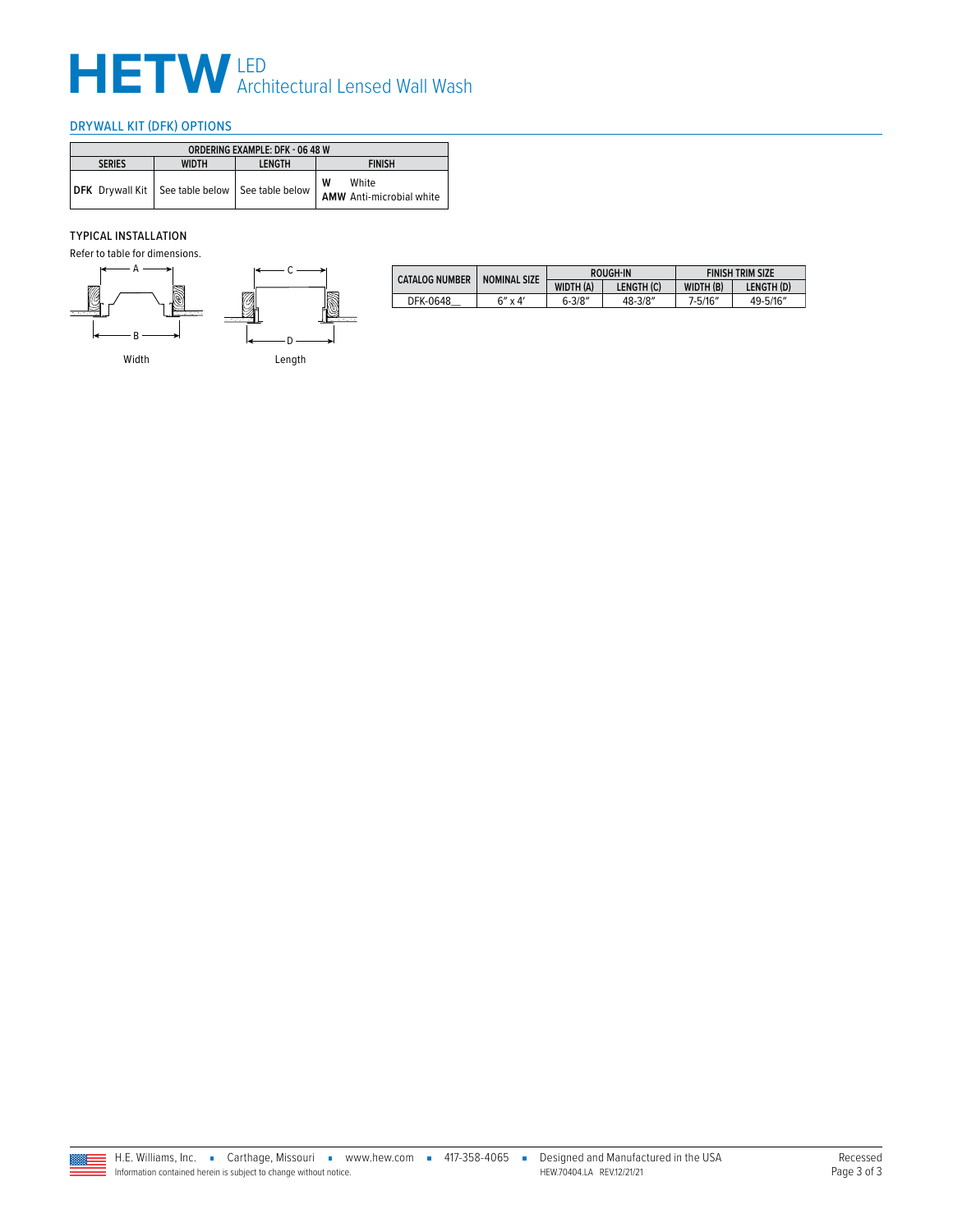# HETW LED Architectural Lensed Wall Wash

## DRYWALL KIT (DFK) OPTIONS

| ORDERING EXAMPLE: DFK - 06 48 W | | | |
|---|---|---|---|
| SERIES | WIDTH | LENGTH | FINISH |
| **DFK** Drywall Kit | See table below | See table below | **W** White<br>**AMW** Anti-microbial white |

### TYPICAL INSTALLATION

Refer to table for dimensions.

A

B

Width

C

D

Length

| CATALOG NUMBER | NOMINAL SIZE | ROUGH-IN | | FINISH TRIM SIZE | |
|---|---|---|---|---|---|
| | | WIDTH (A) | LENGTH (C) | WIDTH (B) | LENGTH (D) |
| DFK-0648__ | 6″ x 4′ | 6-3/8″ | 48-3/8″ | 7-5/16″ | 49-5/16″ |

H.E. Williams, Inc. ■ Carthage, Missouri ■ www.hew.com ■ 417-358-4065 ■ Designed and Manufactured in the USA

Information contained herein is subject to change without notice. HEW.70404.LA REV.12/21/21

Recessed